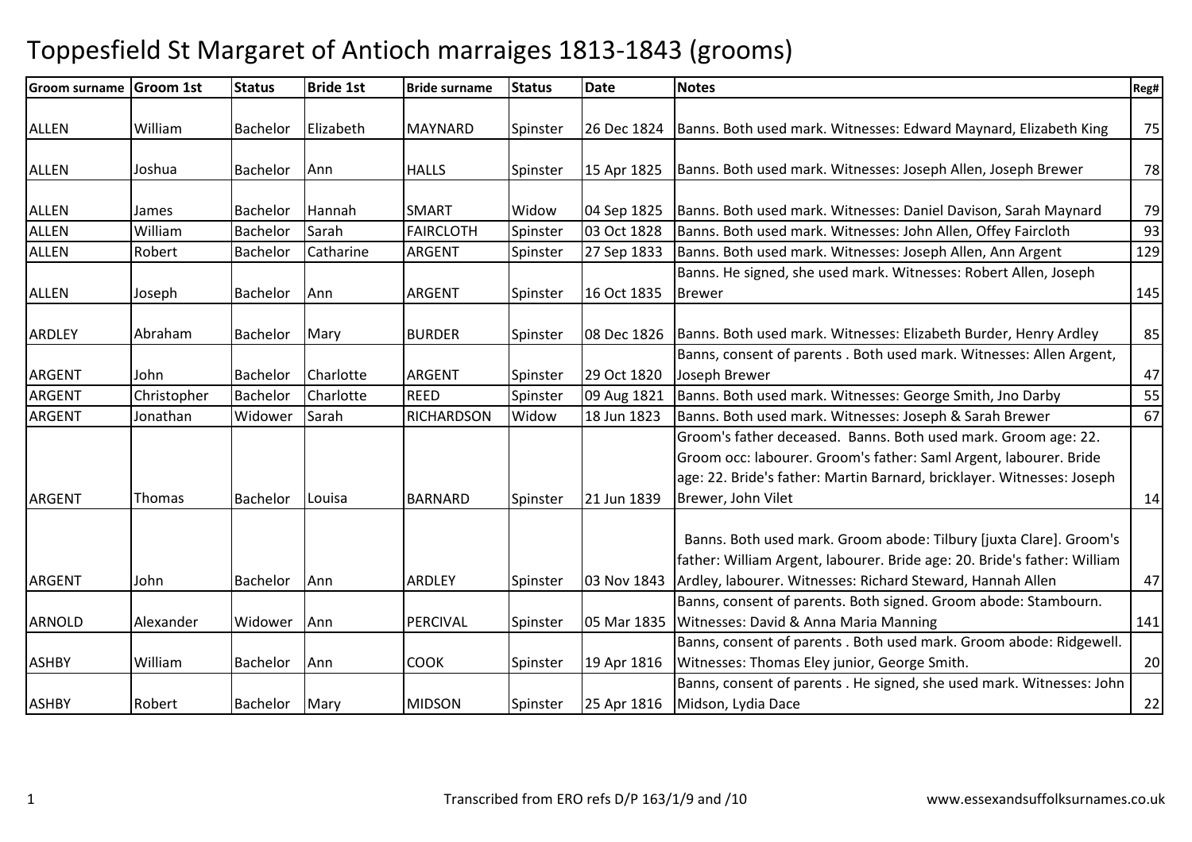# Toppesfield St Margaret of Antioch marraiges 1813-1843 (grooms)

| Groom surname | Groom 1st | Status | Bride 1st | Bride surname | Status | Date | Notes | Reg# |
|---|---|---|---|---|---|---|---|---|
| ALLEN | William | Bachelor | Elizabeth | MAYNARD | Spinster | 26 Dec 1824 | Banns. Both used mark. Witnesses: Edward Maynard, Elizabeth King | 75 |
| ALLEN | Joshua | Bachelor | Ann | HALLS | Spinster | 15 Apr 1825 | Banns. Both used mark. Witnesses: Joseph Allen, Joseph Brewer | 78 |
| ALLEN | James | Bachelor | Hannah | SMART | Widow | 04 Sep 1825 | Banns. Both used mark. Witnesses: Daniel Davison, Sarah Maynard | 79 |
| ALLEN | William | Bachelor | Sarah | FAIRCLOTH | Spinster | 03 Oct 1828 | Banns. Both used mark. Witnesses: John Allen, Offey Faircloth | 93 |
| ALLEN | Robert | Bachelor | Catharine | ARGENT | Spinster | 27 Sep 1833 | Banns. Both used mark. Witnesses: Joseph Allen, Ann Argent | 129 |
| ALLEN | Joseph | Bachelor | Ann | ARGENT | Spinster | 16 Oct 1835 | Banns. He signed, she used mark. Witnesses: Robert Allen, Joseph Brewer | 145 |
| ARDLEY | Abraham | Bachelor | Mary | BURDER | Spinster | 08 Dec 1826 | Banns. Both used mark. Witnesses: Elizabeth Burder, Henry Ardley | 85 |
| ARGENT | John | Bachelor | Charlotte | ARGENT | Spinster | 29 Oct 1820 | Banns, consent of parents . Both used mark. Witnesses: Allen Argent, Joseph Brewer | 47 |
| ARGENT | Christopher | Bachelor | Charlotte | REED | Spinster | 09 Aug 1821 | Banns. Both used mark. Witnesses: George Smith, Jno Darby | 55 |
| ARGENT | Jonathan | Widower | Sarah | RICHARDSON | Widow | 18 Jun 1823 | Banns. Both used mark. Witnesses: Joseph & Sarah Brewer | 67 |
| ARGENT | Thomas | Bachelor | Louisa | BARNARD | Spinster | 21 Jun 1839 | Groom's father deceased. Banns. Both used mark. Groom age: 22. Groom occ: labourer. Groom's father: Saml Argent, labourer. Bride age: 22. Bride's father: Martin Barnard, bricklayer. Witnesses: Joseph Brewer, John Vilet | 14 |
| ARGENT | John | Bachelor | Ann | ARDLEY | Spinster | 03 Nov 1843 | Banns. Both used mark. Groom abode: Tilbury [juxta Clare]. Groom's father: William Argent, labourer. Bride age: 20. Bride's father: William Ardley, labourer. Witnesses: Richard Steward, Hannah Allen | 47 |
| ARNOLD | Alexander | Widower | Ann | PERCIVAL | Spinster | 05 Mar 1835 | Banns, consent of parents. Both signed. Groom abode: Stambourn. Witnesses: David & Anna Maria Manning | 141 |
| ASHBY | William | Bachelor | Ann | COOK | Spinster | 19 Apr 1816 | Banns, consent of parents . Both used mark. Groom abode: Ridgewell. Witnesses: Thomas Eley junior, George Smith. | 20 |
| ASHBY | Robert | Bachelor | Mary | MIDSON | Spinster | 25 Apr 1816 | Banns, consent of parents . He signed, she used mark. Witnesses: John Midson, Lydia Dace | 22 |

Transcribed from ERO refs D/P 163/1/9 and /10

www.essexandsuffolksurnames.co.uk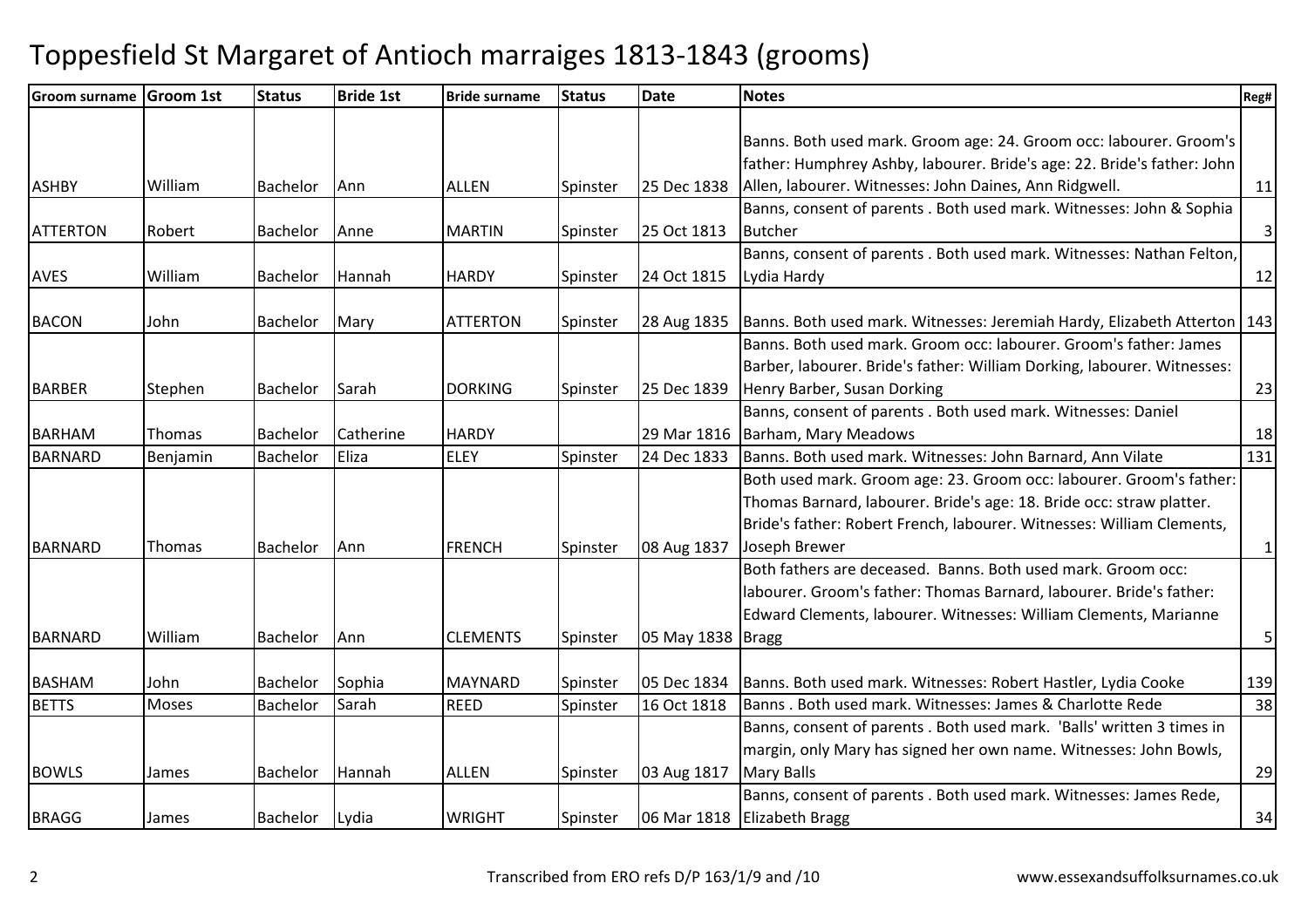# Toppesfield St Margaret of Antioch marraiges 1813-1843 (grooms)

| Groom surname | Groom 1st | Status | Bride 1st | Bride surname | Status | Date | Notes | Reg# |
|---|---|---|---|---|---|---|---|---|
| ASHBY | William | Bachelor | Ann | ALLEN | Spinster | 25 Dec 1838 | Banns. Both used mark. Groom age: 24. Groom occ: labourer. Groom's father: Humphrey Ashby, labourer. Bride's age: 22. Bride's father: John Allen, labourer. Witnesses: John Daines, Ann Ridgwell. | 11 |
| ATTERTON | Robert | Bachelor | Anne | MARTIN | Spinster | 25 Oct 1813 | Banns, consent of parents . Both used mark. Witnesses: John & Sophia Butcher | 3 |
| AVES | William | Bachelor | Hannah | HARDY | Spinster | 24 Oct 1815 | Banns, consent of parents . Both used mark. Witnesses: Nathan Felton, Lydia Hardy | 12 |
| BACON | John | Bachelor | Mary | ATTERTON | Spinster | 28 Aug 1835 | Banns. Both used mark. Witnesses: Jeremiah Hardy, Elizabeth Atterton | 143 |
| BARBER | Stephen | Bachelor | Sarah | DORKING | Spinster | 25 Dec 1839 | Banns. Both used mark. Groom occ: labourer. Groom's father: James Barber, labourer. Bride's father: William Dorking, labourer. Witnesses: Henry Barber, Susan Dorking | 23 |
| BARHAM | Thomas | Bachelor | Catherine | HARDY | | 29 Mar 1816 | Banns, consent of parents . Both used mark. Witnesses: Daniel Barham, Mary Meadows | 18 |
| BARNARD | Benjamin | Bachelor | Eliza | ELEY | Spinster | 24 Dec 1833 | Banns. Both used mark. Witnesses: John Barnard, Ann Vilate | 131 |
| BARNARD | Thomas | Bachelor | Ann | FRENCH | Spinster | 08 Aug 1837 | Both used mark. Groom age: 23. Groom occ: labourer. Groom's father: Thomas Barnard, labourer. Bride's age: 18. Bride occ: straw platter. Bride's father: Robert French, labourer. Witnesses: William Clements, Joseph Brewer | 1 |
| BARNARD | William | Bachelor | Ann | CLEMENTS | Spinster | 05 May 1838 | Both fathers are deceased. Banns. Both used mark. Groom occ: labourer. Groom's father: Thomas Barnard, labourer. Bride's father: Edward Clements, labourer. Witnesses: William Clements, Marianne Bragg | 5 |
| BASHAM | John | Bachelor | Sophia | MAYNARD | Spinster | 05 Dec 1834 | Banns. Both used mark. Witnesses: Robert Hastler, Lydia Cooke | 139 |
| BETTS | Moses | Bachelor | Sarah | REED | Spinster | 16 Oct 1818 | Banns . Both used mark. Witnesses: James & Charlotte Rede | 38 |
| BOWLS | James | Bachelor | Hannah | ALLEN | Spinster | 03 Aug 1817 | Banns, consent of parents . Both used mark. 'Balls' written 3 times in margin, only Mary has signed her own name. Witnesses: John Bowls, Mary Balls | 29 |
| BRAGG | James | Bachelor | Lydia | WRIGHT | Spinster | 06 Mar 1818 | Banns, consent of parents . Both used mark. Witnesses: James Rede, Elizabeth Bragg | 34 |

Transcribed from ERO refs D/P 163/1/9 and /10 www.essexandsuffolksurnames.co.uk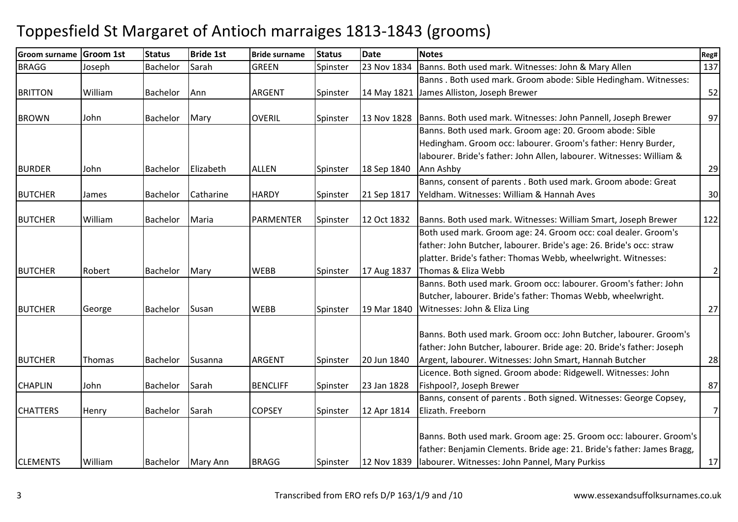# Toppesfield St Margaret of Antioch marraiges 1813-1843 (grooms)

| Groom surname | Groom 1st | Status | Bride 1st | Bride surname | Status | Date | Notes | Reg# |
|---|---|---|---|---|---|---|---|---|
| BRAGG | Joseph | Bachelor | Sarah | GREEN | Spinster | 23 Nov 1834 | Banns. Both used mark. Witnesses: John & Mary Allen | 137 |
| BRITTON | William | Bachelor | Ann | ARGENT | Spinster | 14 May 1821 | Banns . Both used mark. Groom abode: Sible Hedingham. Witnesses: James Alliston, Joseph Brewer | 52 |
| BROWN | John | Bachelor | Mary | OVERIL | Spinster | 13 Nov 1828 | Banns. Both used mark. Witnesses: John Pannell, Joseph Brewer | 97 |
| BURDER | John | Bachelor | Elizabeth | ALLEN | Spinster | 18 Sep 1840 | Banns. Both used mark. Groom age: 20. Groom abode: Sible Hedingham. Groom occ: labourer. Groom's father: Henry Burder, labourer. Bride's father: John Allen, labourer. Witnesses: William & Ann Ashby | 29 |
| BUTCHER | James | Bachelor | Catharine | HARDY | Spinster | 21 Sep 1817 | Banns, consent of parents . Both used mark. Groom abode: Great Yeldham. Witnesses: William & Hannah Aves | 30 |
| BUTCHER | William | Bachelor | Maria | PARMENTER | Spinster | 12 Oct 1832 | Banns. Both used mark. Witnesses: William Smart, Joseph Brewer | 122 |
| BUTCHER | Robert | Bachelor | Mary | WEBB | Spinster | 17 Aug 1837 | Both used mark. Groom age: 24. Groom occ: coal dealer. Groom's father: John Butcher, labourer. Bride's age: 26. Bride's occ: straw platter. Bride's father: Thomas Webb, wheelwright. Witnesses: Thomas & Eliza Webb | 2 |
| BUTCHER | George | Bachelor | Susan | WEBB | Spinster | 19 Mar 1840 | Banns. Both used mark. Groom occ: labourer. Groom's father: John Butcher, labourer. Bride's father: Thomas Webb, wheelwright. Witnesses: John & Eliza Ling | 27 |
| BUTCHER | Thomas | Bachelor | Susanna | ARGENT | Spinster | 20 Jun 1840 | Banns. Both used mark. Groom occ: John Butcher, labourer. Groom's father: John Butcher, labourer. Bride age: 20. Bride's father: Joseph Argent, labourer. Witnesses: John Smart, Hannah Butcher | 28 |
| CHAPLIN | John | Bachelor | Sarah | BENCLIFF | Spinster | 23 Jan 1828 | Licence. Both signed. Groom abode: Ridgewell. Witnesses: John Fishpool?, Joseph Brewer | 87 |
| CHATTERS | Henry | Bachelor | Sarah | COPSEY | Spinster | 12 Apr 1814 | Banns, consent of parents . Both signed. Witnesses: George Copsey, Elizath. Freeborn | 7 |
| CLEMENTS | William | Bachelor | Mary Ann | BRAGG | Spinster | 12 Nov 1839 | Banns. Both used mark. Groom age: 25. Groom occ: labourer. Groom's father: Benjamin Clements. Bride age: 21. Bride's father: James Bragg, labourer. Witnesses: John Pannel, Mary Purkiss | 17 |

Transcribed from ERO refs D/P 163/1/9 and /10

www.essexandsuffolksurnames.co.uk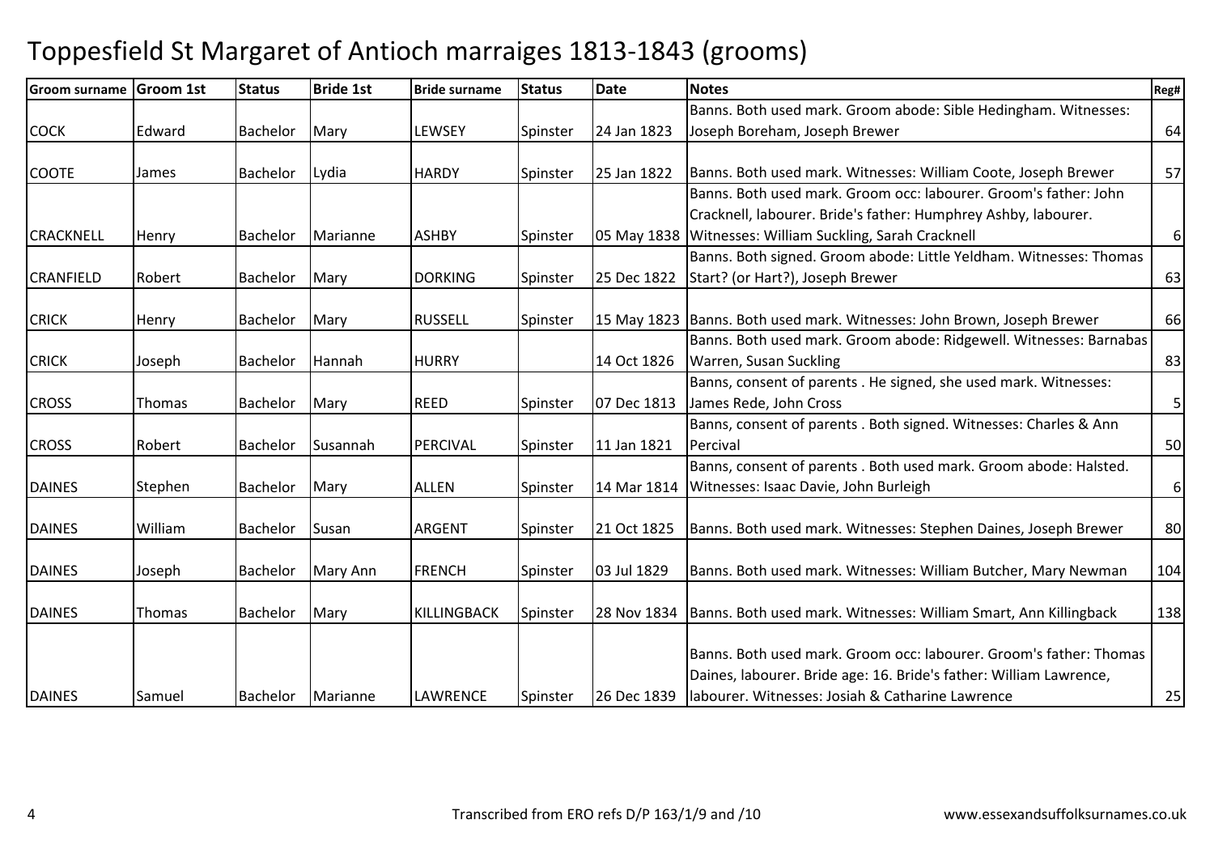# Toppesfield St Margaret of Antioch marraiges 1813-1843 (grooms)

| Groom surname | Groom 1st | Status | Bride 1st | Bride surname | Status | Date | Notes | Reg# |
|---|---|---|---|---|---|---|---|---|
| COCK | Edward | Bachelor | Mary | LEWSEY | Spinster | 24 Jan 1823 | Banns. Both used mark. Groom abode: Sible Hedingham. Witnesses: Joseph Boreham, Joseph Brewer | 64 |
| COOTE | James | Bachelor | Lydia | HARDY | Spinster | 25 Jan 1822 | Banns. Both used mark. Witnesses: William Coote, Joseph Brewer | 57 |
| CRACKNELL | Henry | Bachelor | Marianne | ASHBY | Spinster | 05 May 1838 | Banns. Both used mark. Groom occ: labourer. Groom's father: John Cracknell, labourer. Bride's father: Humphrey Ashby, labourer. Witnesses: William Suckling, Sarah Cracknell | 6 |
| CRANFIELD | Robert | Bachelor | Mary | DORKING | Spinster | 25 Dec 1822 | Banns. Both signed. Groom abode: Little Yeldham. Witnesses: Thomas Start? (or Hart?), Joseph Brewer | 63 |
| CRICK | Henry | Bachelor | Mary | RUSSELL | Spinster | 15 May 1823 | Banns. Both used mark. Witnesses: John Brown, Joseph Brewer | 66 |
| CRICK | Joseph | Bachelor | Hannah | HURRY | | 14 Oct 1826 | Banns. Both used mark. Groom abode: Ridgewell. Witnesses: Barnabas Warren, Susan Suckling | 83 |
| CROSS | Thomas | Bachelor | Mary | REED | Spinster | 07 Dec 1813 | Banns, consent of parents . He signed, she used mark. Witnesses: James Rede, John Cross | 5 |
| CROSS | Robert | Bachelor | Susannah | PERCIVAL | Spinster | 11 Jan 1821 | Banns, consent of parents . Both signed. Witnesses: Charles & Ann Percival | 50 |
| DAINES | Stephen | Bachelor | Mary | ALLEN | Spinster | 14 Mar 1814 | Banns, consent of parents . Both used mark. Groom abode: Halsted. Witnesses: Isaac Davie, John Burleigh | 6 |
| DAINES | William | Bachelor | Susan | ARGENT | Spinster | 21 Oct 1825 | Banns. Both used mark. Witnesses: Stephen Daines, Joseph Brewer | 80 |
| DAINES | Joseph | Bachelor | Mary Ann | FRENCH | Spinster | 03 Jul 1829 | Banns. Both used mark. Witnesses: William Butcher, Mary Newman | 104 |
| DAINES | Thomas | Bachelor | Mary | KILLINGBACK | Spinster | 28 Nov 1834 | Banns. Both used mark. Witnesses: William Smart, Ann Killingback | 138 |
| DAINES | Samuel | Bachelor | Marianne | LAWRENCE | Spinster | 26 Dec 1839 | Banns. Both used mark. Groom occ: labourer. Groom's father: Thomas Daines, labourer. Bride age: 16. Bride's father: William Lawrence, labourer. Witnesses: Josiah & Catharine Lawrence | 25 |

Transcribed from ERO refs D/P 163/1/9 and /10 www.essexandsuffolksurnames.co.uk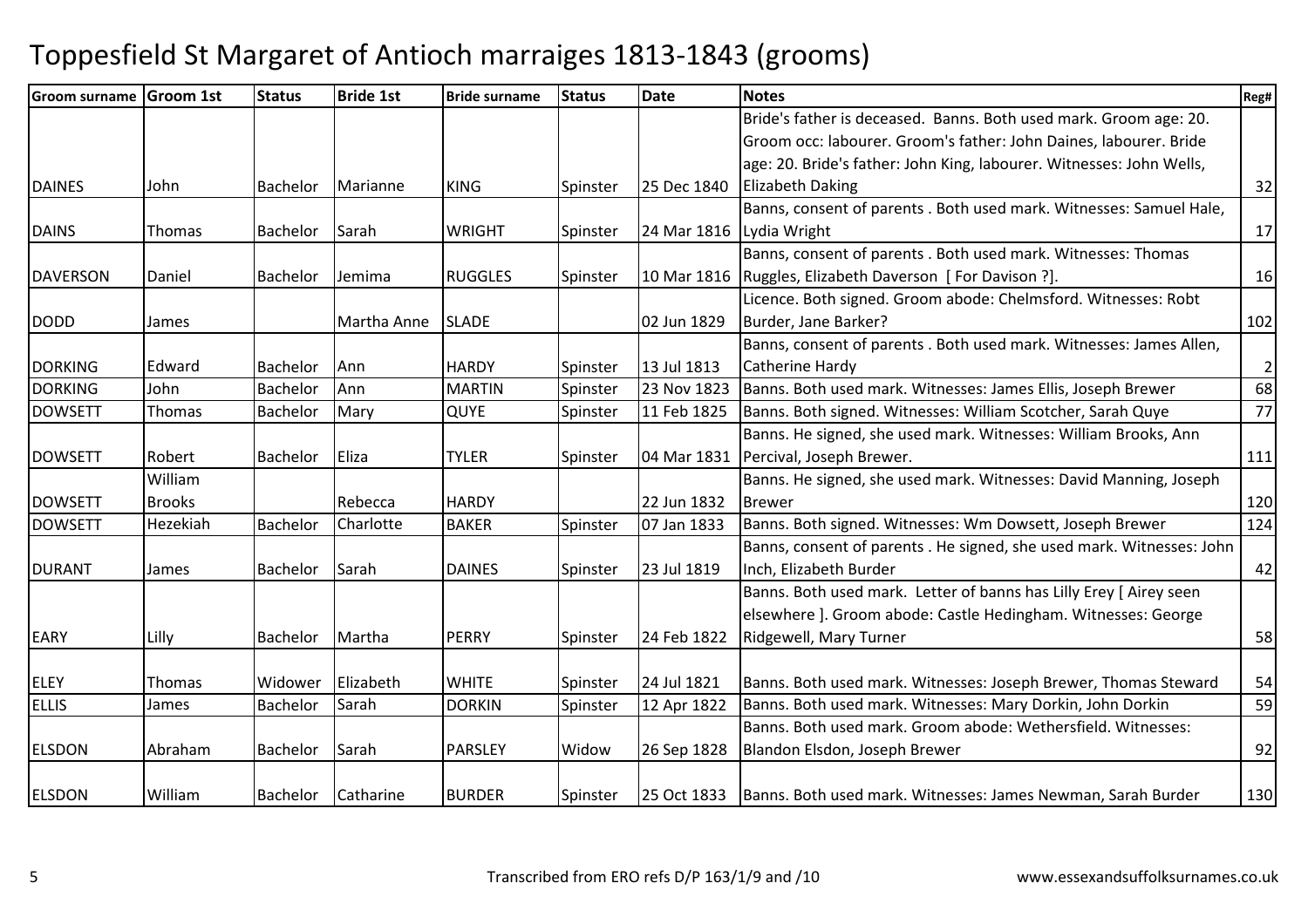# Toppesfield St Margaret of Antioch marraiges 1813-1843 (grooms)

| Groom surname | Groom 1st | Status | Bride 1st | Bride surname | Status | Date | Notes | Reg# |
|---|---|---|---|---|---|---|---|---|
| DAINES | John | Bachelor | Marianne | KING | Spinster | 25 Dec 1840 | Bride's father is deceased. Banns. Both used mark. Groom age: 20. Groom occ: labourer. Groom's father: John Daines, labourer. Bride age: 20. Bride's father: John King, labourer. Witnesses: John Wells, Elizabeth Daking | 32 |
| DAINS | Thomas | Bachelor | Sarah | WRIGHT | Spinster | 24 Mar 1816 | Banns, consent of parents . Both used mark. Witnesses: Samuel Hale, Lydia Wright | 17 |
| DAVERSON | Daniel | Bachelor | Jemima | RUGGLES | Spinster | 10 Mar 1816 | Banns, consent of parents . Both used mark. Witnesses: Thomas Ruggles, Elizabeth Daverson [ For Davison ?]. | 16 |
| DODD | James | | Martha Anne | SLADE | | 02 Jun 1829 | Licence. Both signed. Groom abode: Chelmsford. Witnesses: Robt Burder, Jane Barker? | 102 |
| DORKING | Edward | Bachelor | Ann | HARDY | Spinster | 13 Jul 1813 | Banns, consent of parents . Both used mark. Witnesses: James Allen, Catherine Hardy | 2 |
| DORKING | John | Bachelor | Ann | MARTIN | Spinster | 23 Nov 1823 | Banns. Both used mark. Witnesses: James Ellis, Joseph Brewer | 68 |
| DOWSETT | Thomas | Bachelor | Mary | QUYE | Spinster | 11 Feb 1825 | Banns. Both signed. Witnesses: William Scotcher, Sarah Quye | 77 |
| DOWSETT | Robert | Bachelor | Eliza | TYLER | Spinster | 04 Mar 1831 | Banns. He signed, she used mark. Witnesses: William Brooks, Ann Percival, Joseph Brewer. | 111 |
| DOWSETT | William Brooks | | Rebecca | HARDY | | 22 Jun 1832 | Banns. He signed, she used mark. Witnesses: David Manning, Joseph Brewer | 120 |
| DOWSETT | Hezekiah | Bachelor | Charlotte | BAKER | Spinster | 07 Jan 1833 | Banns. Both signed. Witnesses: Wm Dowsett, Joseph Brewer | 124 |
| DURANT | James | Bachelor | Sarah | DAINES | Spinster | 23 Jul 1819 | Banns, consent of parents . He signed, she used mark. Witnesses: John Inch, Elizabeth Burder | 42 |
| EARY | Lilly | Bachelor | Martha | PERRY | Spinster | 24 Feb 1822 | Banns. Both used mark. Letter of banns has Lilly Erey [ Airey seen elsewhere ]. Groom abode: Castle Hedingham. Witnesses: George Ridgewell, Mary Turner | 58 |
| ELEY | Thomas | Widower | Elizabeth | WHITE | Spinster | 24 Jul 1821 | Banns. Both used mark. Witnesses: Joseph Brewer, Thomas Steward | 54 |
| ELLIS | James | Bachelor | Sarah | DORKIN | Spinster | 12 Apr 1822 | Banns. Both used mark. Witnesses: Mary Dorkin, John Dorkin | 59 |
| ELSDON | Abraham | Bachelor | Sarah | PARSLEY | Widow | 26 Sep 1828 | Banns. Both used mark. Groom abode: Wethersfield. Witnesses: Blandon Elsdon, Joseph Brewer | 92 |
| ELSDON | William | Bachelor | Catharine | BURDER | Spinster | 25 Oct 1833 | Banns. Both used mark. Witnesses: James Newman, Sarah Burder | 130 |

Transcribed from ERO refs D/P 163/1/9 and /10 www.essexandsuffolksurnames.co.uk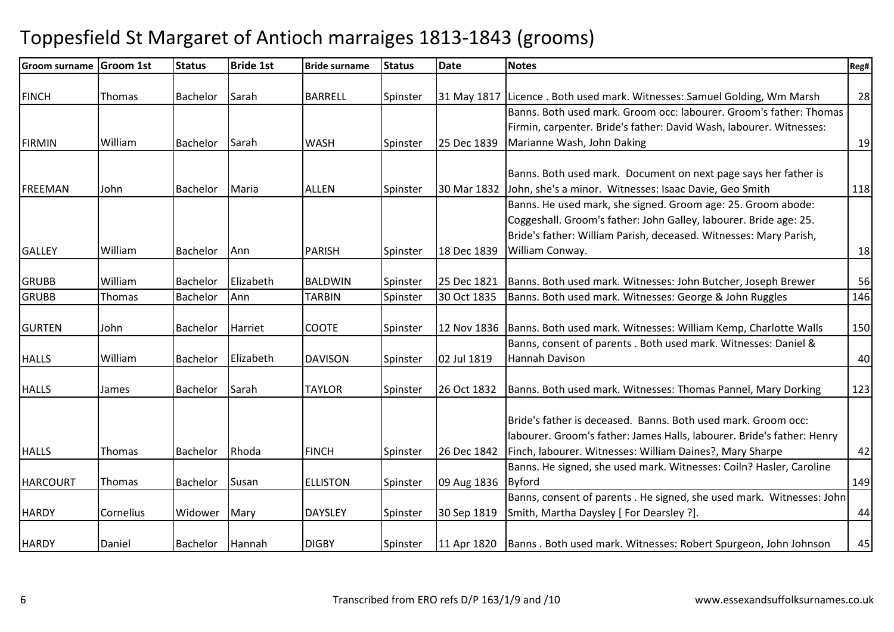# Toppesfield St Margaret of Antioch marraiges 1813-1843 (grooms)

| Groom surname | Groom 1st | Status | Bride 1st | Bride surname | Status | Date | Notes | Reg# |
|---|---|---|---|---|---|---|---|---|
| FINCH | Thomas | Bachelor | Sarah | BARRELL | Spinster | 31 May 1817 | Licence . Both used mark. Witnesses: Samuel Golding, Wm Marsh | 28 |
| FIRMIN | William | Bachelor | Sarah | WASH | Spinster | 25 Dec 1839 | Banns. Both used mark. Groom occ: labourer. Groom's father: Thomas Firmin, carpenter. Bride's father: David Wash, labourer. Witnesses: Marianne Wash, John Daking | 19 |
| FREEMAN | John | Bachelor | Maria | ALLEN | Spinster | 30 Mar 1832 | Banns. Both used mark. Document on next page says her father is John, she's a minor. Witnesses: Isaac Davie, Geo Smith | 118 |
| GALLEY | William | Bachelor | Ann | PARISH | Spinster | 18 Dec 1839 | Banns. He used mark, she signed. Groom age: 25. Groom abode: Coggeshall. Groom's father: John Galley, labourer. Bride age: 25. Bride's father: William Parish, deceased. Witnesses: Mary Parish, William Conway. | 18 |
| GRUBB | William | Bachelor | Elizabeth | BALDWIN | Spinster | 25 Dec 1821 | Banns. Both used mark. Witnesses: John Butcher, Joseph Brewer | 56 |
| GRUBB | Thomas | Bachelor | Ann | TARBIN | Spinster | 30 Oct 1835 | Banns. Both used mark. Witnesses: George & John Ruggles | 146 |
| GURTEN | John | Bachelor | Harriet | COOTE | Spinster | 12 Nov 1836 | Banns. Both used mark. Witnesses: William Kemp, Charlotte Walls | 150 |
| HALLS | William | Bachelor | Elizabeth | DAVISON | Spinster | 02 Jul 1819 | Banns, consent of parents . Both used mark. Witnesses: Daniel & Hannah Davison | 40 |
| HALLS | James | Bachelor | Sarah | TAYLOR | Spinster | 26 Oct 1832 | Banns. Both used mark. Witnesses: Thomas Pannel, Mary Dorking | 123 |
| HALLS | Thomas | Bachelor | Rhoda | FINCH | Spinster | 26 Dec 1842 | Bride's father is deceased. Banns. Both used mark. Groom occ: labourer. Groom's father: James Halls, labourer. Bride's father: Henry Finch, labourer. Witnesses: William Daines?, Mary Sharpe | 42 |
| HARCOURT | Thomas | Bachelor | Susan | ELLISTON | Spinster | 09 Aug 1836 | Banns. He signed, she used mark. Witnesses: Coiln? Hasler, Caroline Byford | 149 |
| HARDY | Cornelius | Widower | Mary | DAYSLEY | Spinster | 30 Sep 1819 | Banns, consent of parents . He signed, she used mark. Witnesses: John Smith, Martha Daysley [ For Dearsley ?]. | 44 |
| HARDY | Daniel | Bachelor | Hannah | DIGBY | Spinster | 11 Apr 1820 | Banns . Both used mark. Witnesses: Robert Spurgeon, John Johnson | 45 |

Transcribed from ERO refs D/P 163/1/9 and /10

www.essexandsuffolksurnames.co.uk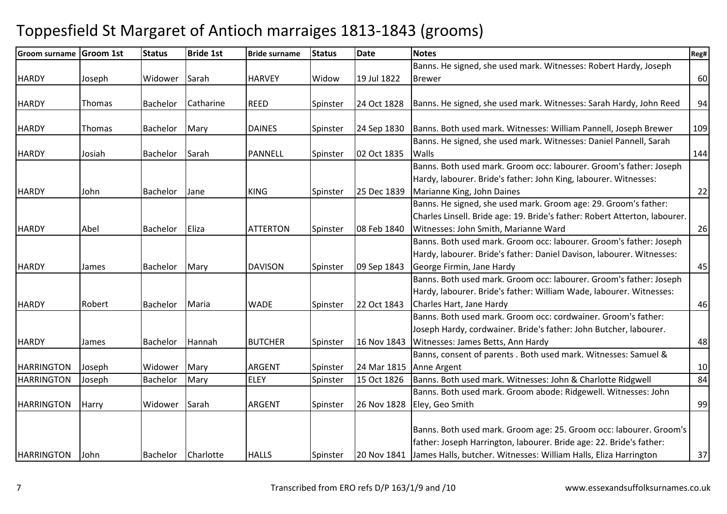# Toppesfield St Margaret of Antioch marraiges 1813-1843 (grooms)

| Groom surname | Groom 1st | Status | Bride 1st | Bride surname | Status | Date | Notes | Reg# |
|---|---|---|---|---|---|---|---|---|
| HARDY | Joseph | Widower | Sarah | HARVEY | Widow | 19 Jul 1822 | Banns. He signed, she used mark. Witnesses: Robert Hardy, Joseph Brewer | 60 |
| HARDY | Thomas | Bachelor | Catharine | REED | Spinster | 24 Oct 1828 | Banns. He signed, she used mark. Witnesses: Sarah Hardy, John Reed | 94 |
| HARDY | Thomas | Bachelor | Mary | DAINES | Spinster | 24 Sep 1830 | Banns. Both used mark. Witnesses: William Pannell, Joseph Brewer | 109 |
| HARDY | Josiah | Bachelor | Sarah | PANNELL | Spinster | 02 Oct 1835 | Banns. He signed, she used mark. Witnesses: Daniel Pannell, Sarah Walls | 144 |
| HARDY | John | Bachelor | Jane | KING | Spinster | 25 Dec 1839 | Banns. Both used mark. Groom occ: labourer. Groom's father: Joseph Hardy, labourer. Bride's father: John King, labourer. Witnesses: Marianne King, John Daines | 22 |
| HARDY | Abel | Bachelor | Eliza | ATTERTON | Spinster | 08 Feb 1840 | Banns. He signed, she used mark. Groom age: 29. Groom's father: Charles Linsell. Bride age: 19. Bride's father: Robert Atterton, labourer. Witnesses: John Smith, Marianne Ward | 26 |
| HARDY | James | Bachelor | Mary | DAVISON | Spinster | 09 Sep 1843 | Banns. Both used mark. Groom occ: labourer. Groom's father: Joseph Hardy, labourer. Bride's father: Daniel Davison, labourer. Witnesses: George Firmin, Jane Hardy | 45 |
| HARDY | Robert | Bachelor | Maria | WADE | Spinster | 22 Oct 1843 | Banns. Both used mark. Groom occ: labourer. Groom's father: Joseph Hardy, labourer. Bride's father: William Wade, labourer. Witnesses: Charles Hart, Jane Hardy | 46 |
| HARDY | James | Bachelor | Hannah | BUTCHER | Spinster | 16 Nov 1843 | Banns. Both used mark. Groom occ: cordwainer. Groom's father: Joseph Hardy, cordwainer. Bride's father: John Butcher, labourer. Witnesses: James Betts, Ann Hardy | 48 |
| HARRINGTON | Joseph | Widower | Mary | ARGENT | Spinster | 24 Mar 1815 | Banns, consent of parents . Both used mark. Witnesses: Samuel & Anne Argent | 10 |
| HARRINGTON | Joseph | Bachelor | Mary | ELEY | Spinster | 15 Oct 1826 | Banns. Both used mark. Witnesses: John & Charlotte Ridgwell | 84 |
| HARRINGTON | Harry | Widower | Sarah | ARGENT | Spinster | 26 Nov 1828 | Banns. Both used mark. Groom abode: Ridgewell. Witnesses: John Eley, Geo Smith | 99 |
| HARRINGTON | John | Bachelor | Charlotte | HALLS | Spinster | 20 Nov 1841 | Banns. Both used mark. Groom age: 25. Groom occ: labourer. Groom's father: Joseph Harrington, labourer. Bride age: 22. Bride's father: James Halls, butcher. Witnesses: William Halls, Eliza Harrington | 37 |

Transcribed from ERO refs D/P 163/1/9 and /10 www.essexandsuffolksurnames.co.uk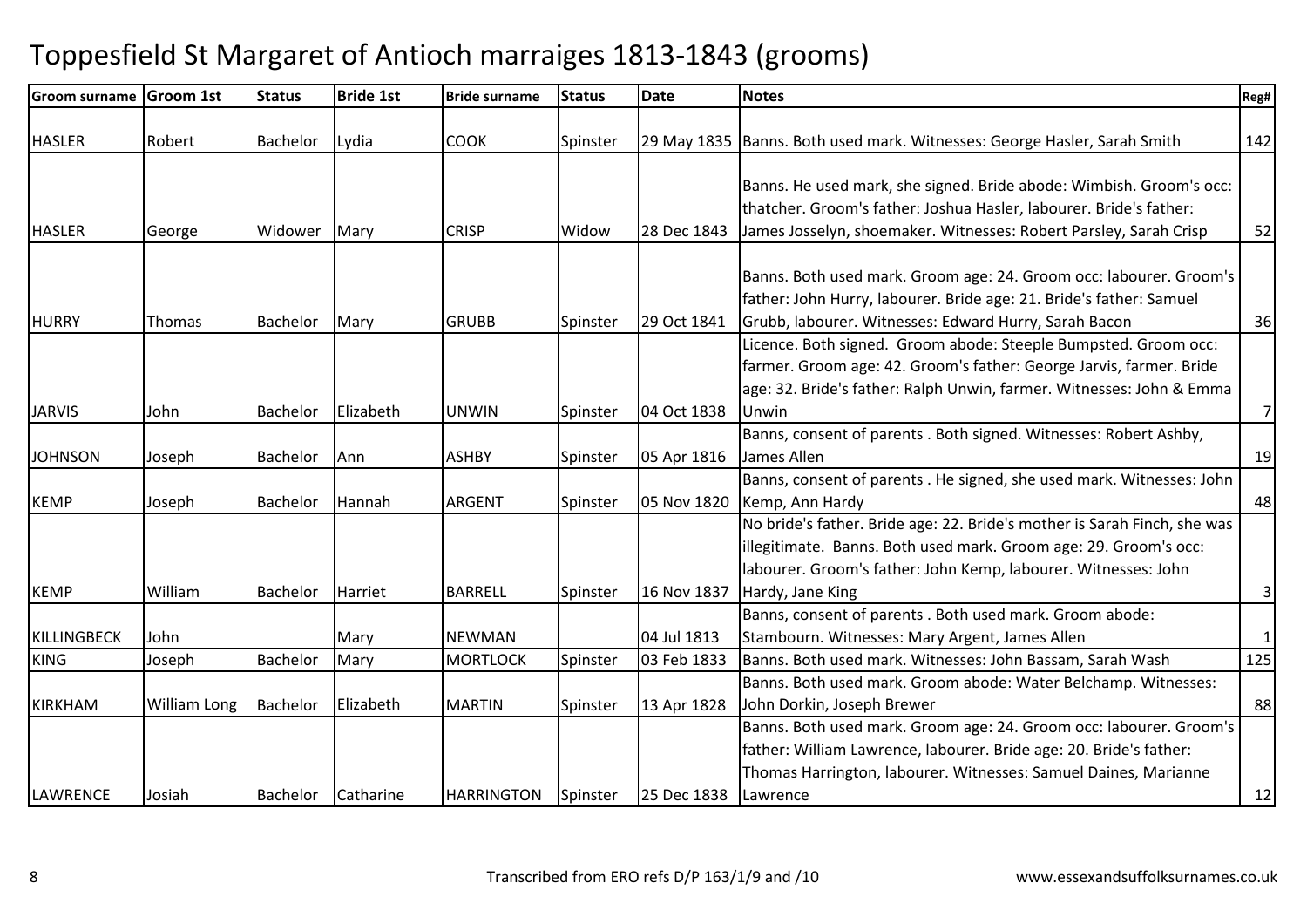# Toppesfield St Margaret of Antioch marraiges 1813-1843 (grooms)

| Groom surname | Groom 1st | Status | Bride 1st | Bride surname | Status | Date | Notes | Reg# |
|---|---|---|---|---|---|---|---|---|
| HASLER | Robert | Bachelor | Lydia | COOK | Spinster | 29 May 1835 | Banns. Both used mark. Witnesses: George Hasler, Sarah Smith | 142 |
| HASLER | George | Widower | Mary | CRISP | Widow | 28 Dec 1843 | Banns. He used mark, she signed. Bride abode: Wimbish. Groom's occ: thatcher. Groom's father: Joshua Hasler, labourer. Bride's father: James Josselyn, shoemaker. Witnesses: Robert Parsley, Sarah Crisp | 52 |
| HURRY | Thomas | Bachelor | Mary | GRUBB | Spinster | 29 Oct 1841 | Banns. Both used mark. Groom age: 24. Groom occ: labourer. Groom's father: John Hurry, labourer. Bride age: 21. Bride's father: Samuel Grubb, labourer. Witnesses: Edward Hurry, Sarah Bacon | 36 |
| JARVIS | John | Bachelor | Elizabeth | UNWIN | Spinster | 04 Oct 1838 | Licence. Both signed. Groom abode: Steeple Bumpsted. Groom occ: farmer. Groom age: 42. Groom's father: George Jarvis, farmer. Bride age: 32. Bride's father: Ralph Unwin, farmer. Witnesses: John & Emma Unwin | 7 |
| JOHNSON | Joseph | Bachelor | Ann | ASHBY | Spinster | 05 Apr 1816 | Banns, consent of parents . Both signed. Witnesses: Robert Ashby, James Allen | 19 |
| KEMP | Joseph | Bachelor | Hannah | ARGENT | Spinster | 05 Nov 1820 | Banns, consent of parents . He signed, she used mark. Witnesses: John Kemp, Ann Hardy | 48 |
| KEMP | William | Bachelor | Harriet | BARRELL | Spinster | 16 Nov 1837 | No bride's father. Bride age: 22. Bride's mother is Sarah Finch, she was illegitimate. Banns. Both used mark. Groom age: 29. Groom's occ: labourer. Groom's father: John Kemp, labourer. Witnesses: John Hardy, Jane King | 3 |
| KILLINGBECK | John | | Mary | NEWMAN | | 04 Jul 1813 | Banns, consent of parents . Both used mark. Groom abode: Stambourn. Witnesses: Mary Argent, James Allen | 1 |
| KING | Joseph | Bachelor | Mary | MORTLOCK | Spinster | 03 Feb 1833 | Banns. Both used mark. Witnesses: John Bassam, Sarah Wash | 125 |
| KIRKHAM | William Long | Bachelor | Elizabeth | MARTIN | Spinster | 13 Apr 1828 | Banns. Both used mark. Groom abode: Water Belchamp. Witnesses: John Dorkin, Joseph Brewer | 88 |
| LAWRENCE | Josiah | Bachelor | Catharine | HARRINGTON | Spinster | 25 Dec 1838 | Banns. Both used mark. Groom age: 24. Groom occ: labourer. Groom's father: William Lawrence, labourer. Bride age: 20. Bride's father: Thomas Harrington, labourer. Witnesses: Samuel Daines, Marianne Lawrence | 12 |

Transcribed from ERO refs D/P 163/1/9 and /10

www.essexandsuffolksurnames.co.uk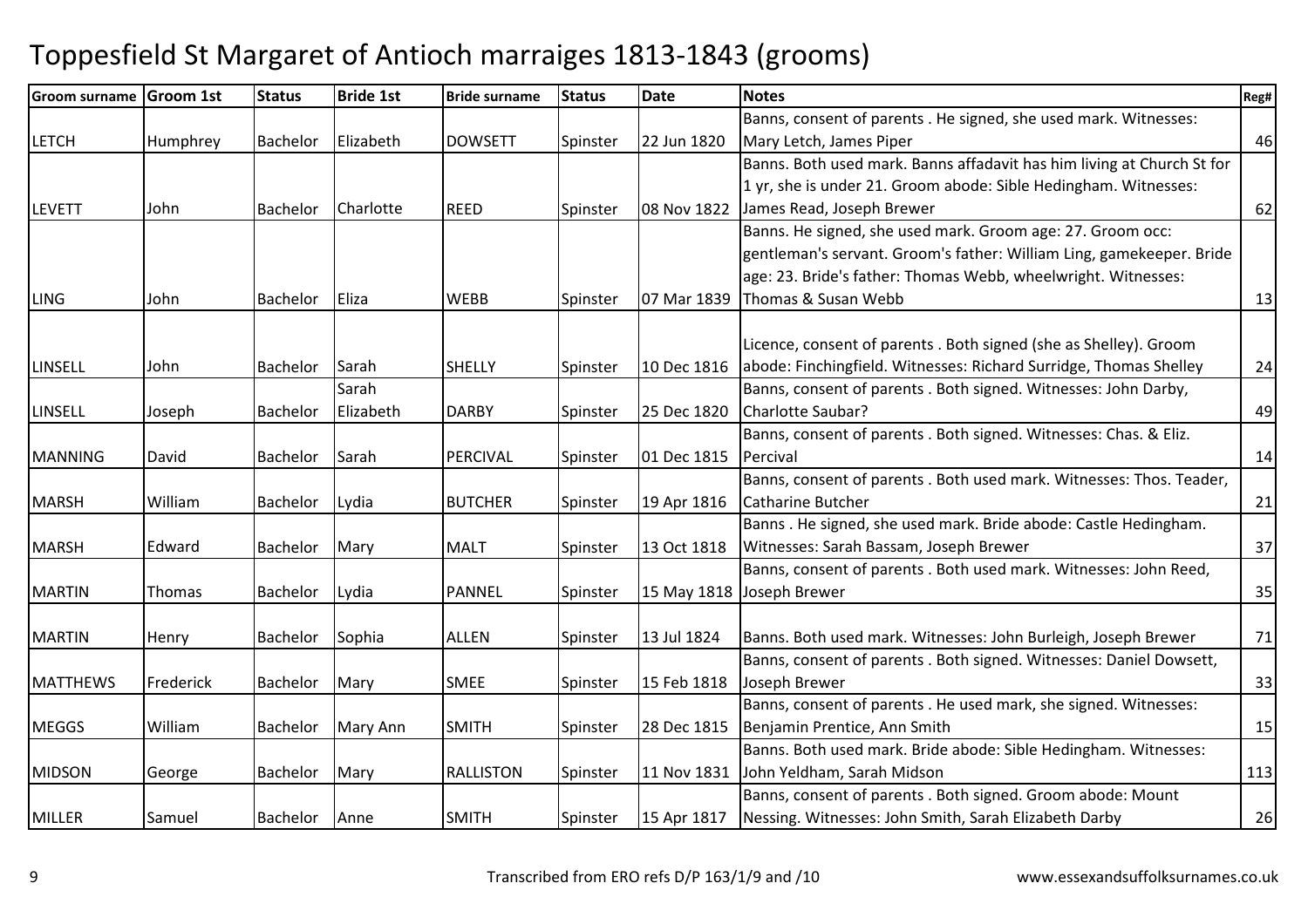# Toppesfield St Margaret of Antioch marraiges 1813-1843 (grooms)

| Groom surname | Groom 1st | Status | Bride 1st | Bride surname | Status | Date | Notes | Reg# |
|---|---|---|---|---|---|---|---|---|
| LETCH | Humphrey | Bachelor | Elizabeth | DOWSETT | Spinster | 22 Jun 1820 | Banns, consent of parents . He signed, she used mark. Witnesses: Mary Letch, James Piper | 46 |
| LEVETT | John | Bachelor | Charlotte | REED | Spinster | 08 Nov 1822 | Banns. Both used mark. Banns affadavit has him living at Church St for 1 yr, she is under 21. Groom abode: Sible Hedingham. Witnesses: James Read, Joseph Brewer | 62 |
| LING | John | Bachelor | Eliza | WEBB | Spinster | 07 Mar 1839 | Banns. He signed, she used mark. Groom age: 27. Groom occ: gentleman's servant. Groom's father: William Ling, gamekeeper. Bride age: 23. Bride's father: Thomas Webb, wheelwright. Witnesses: Thomas & Susan Webb | 13 |
| LINSELL | John | Bachelor | Sarah | SHELLY | Spinster | 10 Dec 1816 | Licence, consent of parents . Both signed (she as Shelley). Groom abode: Finchingfield. Witnesses: Richard Surridge, Thomas Shelley | 24 |
| LINSELL | Joseph | Bachelor | Sarah Elizabeth | DARBY | Spinster | 25 Dec 1820 | Banns, consent of parents . Both signed. Witnesses: John Darby, Charlotte Saubar? | 49 |
| MANNING | David | Bachelor | Sarah | PERCIVAL | Spinster | 01 Dec 1815 | Banns, consent of parents . Both signed. Witnesses: Chas. & Eliz. Percival | 14 |
| MARSH | William | Bachelor | Lydia | BUTCHER | Spinster | 19 Apr 1816 | Banns, consent of parents . Both used mark. Witnesses: Thos. Teader, Catharine Butcher | 21 |
| MARSH | Edward | Bachelor | Mary | MALT | Spinster | 13 Oct 1818 | Banns . He signed, she used mark. Bride abode: Castle Hedingham. Witnesses: Sarah Bassam, Joseph Brewer | 37 |
| MARTIN | Thomas | Bachelor | Lydia | PANNEL | Spinster | 15 May 1818 | Banns, consent of parents . Both used mark. Witnesses: John Reed, Joseph Brewer | 35 |
| MARTIN | Henry | Bachelor | Sophia | ALLEN | Spinster | 13 Jul 1824 | Banns. Both used mark. Witnesses: John Burleigh, Joseph Brewer | 71 |
| MATTHEWS | Frederick | Bachelor | Mary | SMEE | Spinster | 15 Feb 1818 | Banns, consent of parents . Both signed. Witnesses: Daniel Dowsett, Joseph Brewer | 33 |
| MEGGS | William | Bachelor | Mary Ann | SMITH | Spinster | 28 Dec 1815 | Banns, consent of parents . He used mark, she signed. Witnesses: Benjamin Prentice, Ann Smith | 15 |
| MIDSON | George | Bachelor | Mary | RALLISTON | Spinster | 11 Nov 1831 | Banns. Both used mark. Bride abode: Sible Hedingham. Witnesses: John Yeldham, Sarah Midson | 113 |
| MILLER | Samuel | Bachelor | Anne | SMITH | Spinster | 15 Apr 1817 | Banns, consent of parents . Both signed. Groom abode: Mount Nessing. Witnesses: John Smith, Sarah Elizabeth Darby | 26 |

Transcribed from ERO refs D/P 163/1/9 and /10

www.essexandsuffolksurnames.co.uk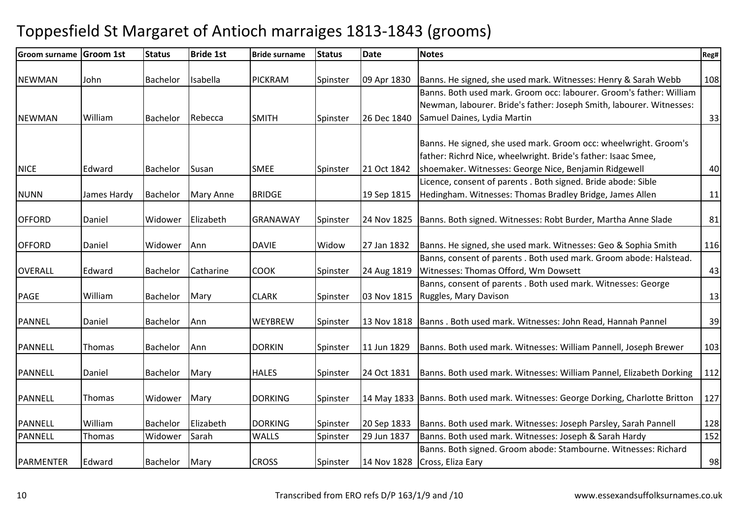# Toppesfield St Margaret of Antioch marraiges 1813-1843 (grooms)

| Groom surname | Groom 1st | Status | Bride 1st | Bride surname | Status | Date | Notes | Reg# |
|---|---|---|---|---|---|---|---|---|
| NEWMAN | John | Bachelor | Isabella | PICKRAM | Spinster | 09 Apr 1830 | Banns. He signed, she used mark. Witnesses: Henry & Sarah Webb | 108 |
| NEWMAN | William | Bachelor | Rebecca | SMITH | Spinster | 26 Dec 1840 | Banns. Both used mark. Groom occ: labourer. Groom's father: William Newman, labourer. Bride's father: Joseph Smith, labourer. Witnesses: Samuel Daines, Lydia Martin | 33 |
| NICE | Edward | Bachelor | Susan | SMEE | Spinster | 21 Oct 1842 | Banns. He signed, she used mark. Groom occ: wheelwright. Groom's father: Richrd Nice, wheelwright. Bride's father: Isaac Smee, shoemaker. Witnesses: George Nice, Benjamin Ridgewell | 40 |
| NUNN | James Hardy | Bachelor | Mary Anne | BRIDGE | | 19 Sep 1815 | Licence, consent of parents . Both signed. Bride abode: Sible Hedingham. Witnesses: Thomas Bradley Bridge, James Allen | 11 |
| OFFORD | Daniel | Widower | Elizabeth | GRANAWAY | Spinster | 24 Nov 1825 | Banns. Both signed. Witnesses: Robt Burder, Martha Anne Slade | 81 |
| OFFORD | Daniel | Widower | Ann | DAVIE | Widow | 27 Jan 1832 | Banns. He signed, she used mark. Witnesses: Geo & Sophia Smith | 116 |
| OVERALL | Edward | Bachelor | Catharine | COOK | Spinster | 24 Aug 1819 | Banns, consent of parents . Both used mark. Groom abode: Halstead. Witnesses: Thomas Offord, Wm Dowsett | 43 |
| PAGE | William | Bachelor | Mary | CLARK | Spinster | 03 Nov 1815 | Banns, consent of parents . Both used mark. Witnesses: George Ruggles, Mary Davison | 13 |
| PANNEL | Daniel | Bachelor | Ann | WEYBREW | Spinster | 13 Nov 1818 | Banns . Both used mark. Witnesses: John Read, Hannah Pannel | 39 |
| PANNELL | Thomas | Bachelor | Ann | DORKIN | Spinster | 11 Jun 1829 | Banns. Both used mark. Witnesses: William Pannell, Joseph Brewer | 103 |
| PANNELL | Daniel | Bachelor | Mary | HALES | Spinster | 24 Oct 1831 | Banns. Both used mark. Witnesses: William Pannel, Elizabeth Dorking | 112 |
| PANNELL | Thomas | Widower | Mary | DORKING | Spinster | 14 May 1833 | Banns. Both used mark. Witnesses: George Dorking, Charlotte Britton | 127 |
| PANNELL | William | Bachelor | Elizabeth | DORKING | Spinster | 20 Sep 1833 | Banns. Both used mark. Witnesses: Joseph Parsley, Sarah Pannell | 128 |
| PANNELL | Thomas | Widower | Sarah | WALLS | Spinster | 29 Jun 1837 | Banns. Both used mark. Witnesses: Joseph & Sarah Hardy | 152 |
| PARMENTER | Edward | Bachelor | Mary | CROSS | Spinster | 14 Nov 1828 | Banns. Both signed. Groom abode: Stambourne. Witnesses: Richard Cross, Eliza Eary | 98 |

Transcribed from ERO refs D/P 163/1/9 and /10

www.essexandsuffolksurnames.co.uk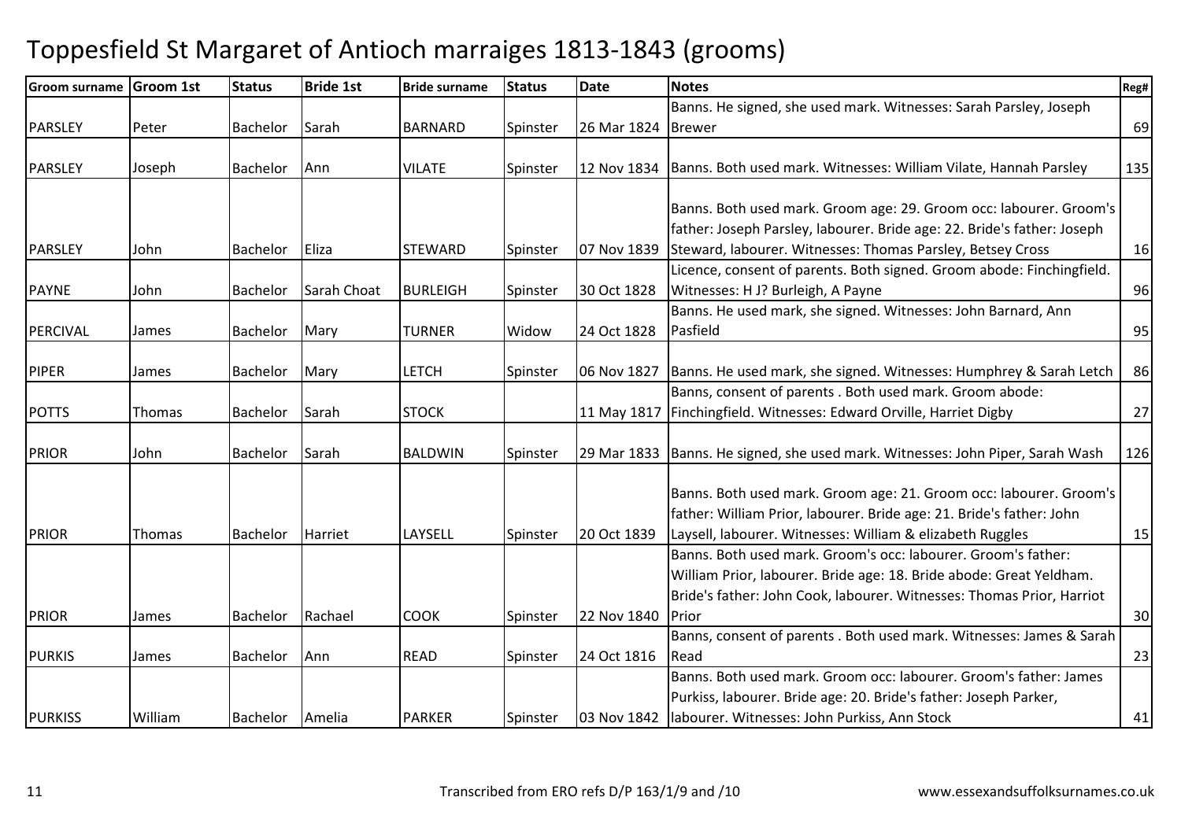# Toppesfield St Margaret of Antioch marraiges 1813-1843 (grooms)

| Groom surname | Groom 1st | Status | Bride 1st | Bride surname | Status | Date | Notes | Reg# |
|---|---|---|---|---|---|---|---|---|
| PARSLEY | Peter | Bachelor | Sarah | BARNARD | Spinster | 26 Mar 1824 | Banns. He signed, she used mark. Witnesses: Sarah Parsley, Joseph Brewer | 69 |
| PARSLEY | Joseph | Bachelor | Ann | VILATE | Spinster | 12 Nov 1834 | Banns. Both used mark. Witnesses: William Vilate, Hannah Parsley | 135 |
| PARSLEY | John | Bachelor | Eliza | STEWARD | Spinster | 07 Nov 1839 | Banns. Both used mark. Groom age: 29. Groom occ: labourer. Groom's father: Joseph Parsley, labourer. Bride age: 22. Bride's father: Joseph Steward, labourer. Witnesses: Thomas Parsley, Betsey Cross | 16 |
| PAYNE | John | Bachelor | Sarah Choat | BURLEIGH | Spinster | 30 Oct 1828 | Licence, consent of parents. Both signed. Groom abode: Finchingfield. Witnesses: H J? Burleigh, A Payne | 96 |
| PERCIVAL | James | Bachelor | Mary | TURNER | Widow | 24 Oct 1828 | Banns. He used mark, she signed. Witnesses: John Barnard, Ann Pasfield | 95 |
| PIPER | James | Bachelor | Mary | LETCH | Spinster | 06 Nov 1827 | Banns. He used mark, she signed. Witnesses: Humphrey & Sarah Letch | 86 |
| POTTS | Thomas | Bachelor | Sarah | STOCK | | 11 May 1817 | Banns, consent of parents . Both used mark. Groom abode: Finchingfield. Witnesses: Edward Orville, Harriet Digby | 27 |
| PRIOR | John | Bachelor | Sarah | BALDWIN | Spinster | 29 Mar 1833 | Banns. He signed, she used mark. Witnesses: John Piper, Sarah Wash | 126 |
| PRIOR | Thomas | Bachelor | Harriet | LAYSELL | Spinster | 20 Oct 1839 | Banns. Both used mark. Groom age: 21. Groom occ: labourer. Groom's father: William Prior, labourer. Bride age: 21. Bride's father: John Laysell, labourer. Witnesses: William & elizabeth Ruggles | 15 |
| PRIOR | James | Bachelor | Rachael | COOK | Spinster | 22 Nov 1840 | Banns. Both used mark. Groom's occ: labourer. Groom's father: William Prior, labourer. Bride age: 18. Bride abode: Great Yeldham. Bride's father: John Cook, labourer. Witnesses: Thomas Prior, Harriot Prior | 30 |
| PURKIS | James | Bachelor | Ann | READ | Spinster | 24 Oct 1816 | Banns, consent of parents . Both used mark. Witnesses: James & Sarah Read | 23 |
| PURKISS | William | Bachelor | Amelia | PARKER | Spinster | 03 Nov 1842 | Banns. Both used mark. Groom occ: labourer. Groom's father: James Purkiss, labourer. Bride age: 20. Bride's father: Joseph Parker, labourer. Witnesses: John Purkiss, Ann Stock | 41 |

Transcribed from ERO refs D/P 163/1/9 and /10 www.essexandsuffolksurnames.co.uk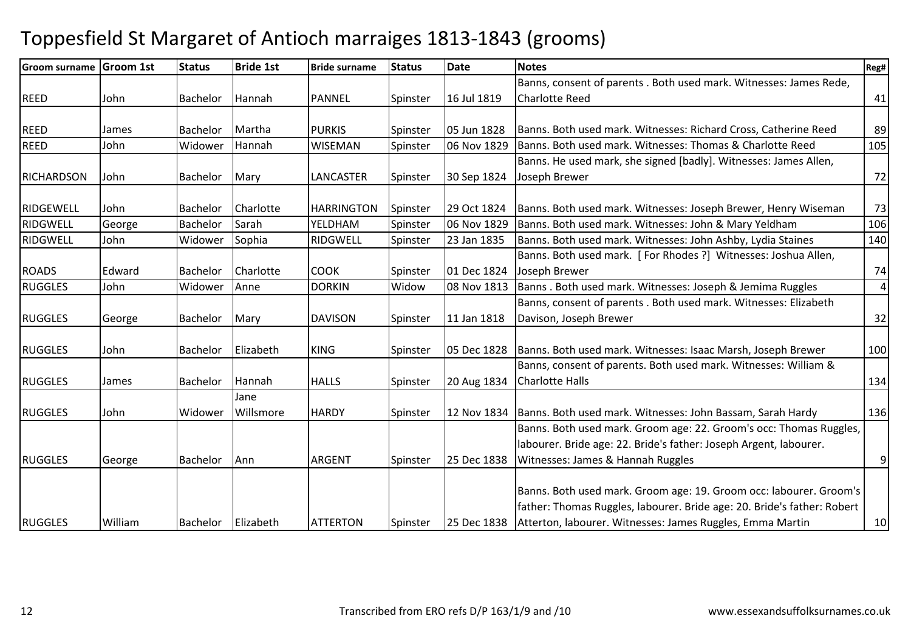# Toppesfield St Margaret of Antioch marraiges 1813-1843 (grooms)

| Groom surname | Groom 1st | Status | Bride 1st | Bride surname | Status | Date | Notes | Reg# |
|---|---|---|---|---|---|---|---|---|
| REED | John | Bachelor | Hannah | PANNEL | Spinster | 16 Jul 1819 | Banns, consent of parents . Both used mark. Witnesses: James Rede, Charlotte Reed | 41 |
| REED | James | Bachelor | Martha | PURKIS | Spinster | 05 Jun 1828 | Banns. Both used mark. Witnesses: Richard Cross, Catherine Reed | 89 |
| REED | John | Widower | Hannah | WISEMAN | Spinster | 06 Nov 1829 | Banns. Both used mark. Witnesses: Thomas & Charlotte Reed | 105 |
| RICHARDSON | John | Bachelor | Mary | LANCASTER | Spinster | 30 Sep 1824 | Banns. He used mark, she signed [badly]. Witnesses: James Allen, Joseph Brewer | 72 |
| RIDGEWELL | John | Bachelor | Charlotte | HARRINGTON | Spinster | 29 Oct 1824 | Banns. Both used mark. Witnesses: Joseph Brewer, Henry Wiseman | 73 |
| RIDGWELL | George | Bachelor | Sarah | YELDHAM | Spinster | 06 Nov 1829 | Banns. Both used mark. Witnesses: John & Mary Yeldham | 106 |
| RIDGWELL | John | Widower | Sophia | RIDGWELL | Spinster | 23 Jan 1835 | Banns. Both used mark. Witnesses: John Ashby, Lydia Staines | 140 |
| ROADS | Edward | Bachelor | Charlotte | COOK | Spinster | 01 Dec 1824 | Banns. Both used mark. [ For Rhodes ?] Witnesses: Joshua Allen, Joseph Brewer | 74 |
| RUGGLES | John | Widower | Anne | DORKIN | Widow | 08 Nov 1813 | Banns . Both used mark. Witnesses: Joseph & Jemima Ruggles | 4 |
| RUGGLES | George | Bachelor | Mary | DAVISON | Spinster | 11 Jan 1818 | Banns, consent of parents . Both used mark. Witnesses: Elizabeth Davison, Joseph Brewer | 32 |
| RUGGLES | John | Bachelor | Elizabeth | KING | Spinster | 05 Dec 1828 | Banns. Both used mark. Witnesses: Isaac Marsh, Joseph Brewer | 100 |
| RUGGLES | James | Bachelor | Hannah | HALLS | Spinster | 20 Aug 1834 | Banns, consent of parents. Both used mark. Witnesses: William & Charlotte Halls | 134 |
| RUGGLES | John | Widower | Jane Willsmore | HARDY | Spinster | 12 Nov 1834 | Banns. Both used mark. Witnesses: John Bassam, Sarah Hardy | 136 |
| RUGGLES | George | Bachelor | Ann | ARGENT | Spinster | 25 Dec 1838 | Banns. Both used mark. Groom age: 22. Groom's occ: Thomas Ruggles, labourer. Bride age: 22. Bride's father: Joseph Argent, labourer. Witnesses: James & Hannah Ruggles | 9 |
| RUGGLES | William | Bachelor | Elizabeth | ATTERTON | Spinster | 25 Dec 1838 | Banns. Both used mark. Groom age: 19. Groom occ: labourer. Groom's father: Thomas Ruggles, labourer. Bride age: 20. Bride's father: Robert Atterton, labourer. Witnesses: James Ruggles, Emma Martin | 10 |

Transcribed from ERO refs D/P 163/1/9 and /10

www.essexandsuffolksurnames.co.uk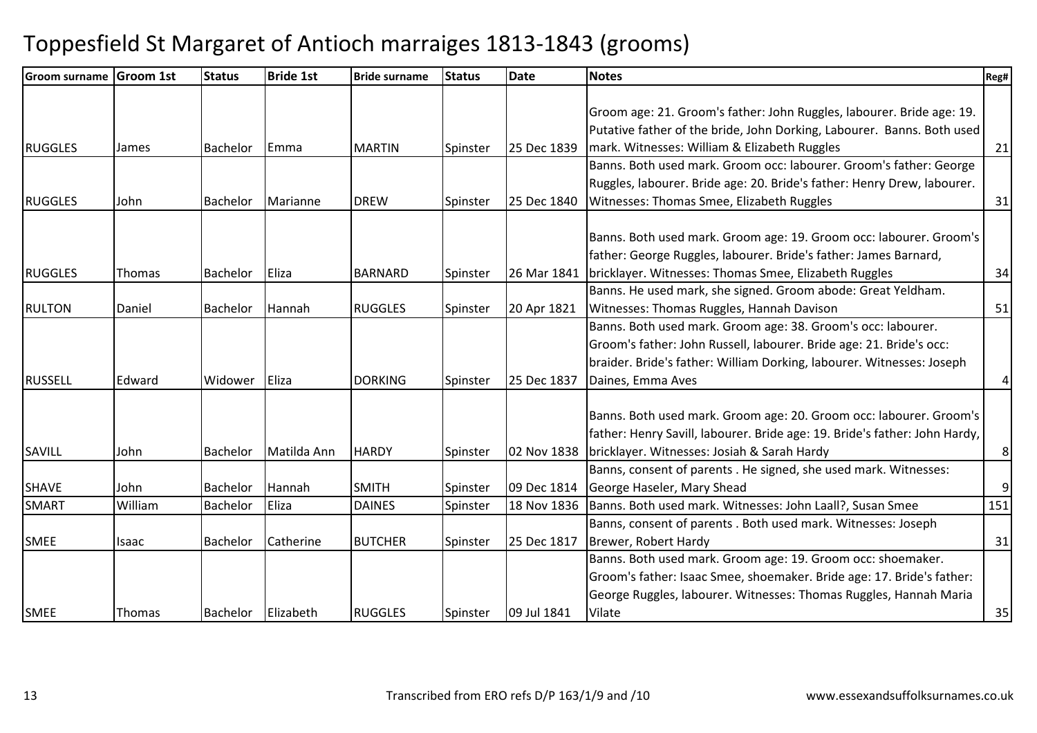# Toppesfield St Margaret of Antioch marraiges 1813-1843 (grooms)

| Groom surname | Groom 1st | Status | Bride 1st | Bride surname | Status | Date | Notes | Reg# |
|---|---|---|---|---|---|---|---|---|
| RUGGLES | James | Bachelor | Emma | MARTIN | Spinster | 25 Dec 1839 | Groom age: 21. Groom's father: John Ruggles, labourer. Bride age: 19. Putative father of the bride, John Dorking, Labourer. Banns. Both used mark. Witnesses: William & Elizabeth Ruggles | 21 |
| RUGGLES | John | Bachelor | Marianne | DREW | Spinster | 25 Dec 1840 | Banns. Both used mark. Groom occ: labourer. Groom's father: George Ruggles, labourer. Bride age: 20. Bride's father: Henry Drew, labourer. Witnesses: Thomas Smee, Elizabeth Ruggles | 31 |
| RUGGLES | Thomas | Bachelor | Eliza | BARNARD | Spinster | 26 Mar 1841 | Banns. Both used mark. Groom age: 19. Groom occ: labourer. Groom's father: George Ruggles, labourer. Bride's father: James Barnard, bricklayer. Witnesses: Thomas Smee, Elizabeth Ruggles | 34 |
| RULTON | Daniel | Bachelor | Hannah | RUGGLES | Spinster | 20 Apr 1821 | Banns. He used mark, she signed. Groom abode: Great Yeldham. Witnesses: Thomas Ruggles, Hannah Davison | 51 |
| RUSSELL | Edward | Widower | Eliza | DORKING | Spinster | 25 Dec 1837 | Banns. Both used mark. Groom age: 38. Groom's occ: labourer. Groom's father: John Russell, labourer. Bride age: 21. Bride's occ: braider. Bride's father: William Dorking, labourer. Witnesses: Joseph Daines, Emma Aves | 4 |
| SAVILL | John | Bachelor | Matilda Ann | HARDY | Spinster | 02 Nov 1838 | Banns. Both used mark. Groom age: 20. Groom occ: labourer. Groom's father: Henry Savill, labourer. Bride age: 19. Bride's father: John Hardy, bricklayer. Witnesses: Josiah & Sarah Hardy | 8 |
| SHAVE | John | Bachelor | Hannah | SMITH | Spinster | 09 Dec 1814 | Banns, consent of parents . He signed, she used mark. Witnesses: George Haseler, Mary Shead | 9 |
| SMART | William | Bachelor | Eliza | DAINES | Spinster | 18 Nov 1836 | Banns. Both used mark. Witnesses: John Laall?, Susan Smee | 151 |
| SMEE | Isaac | Bachelor | Catherine | BUTCHER | Spinster | 25 Dec 1817 | Banns, consent of parents . Both used mark. Witnesses: Joseph Brewer, Robert Hardy | 31 |
| SMEE | Thomas | Bachelor | Elizabeth | RUGGLES | Spinster | 09 Jul 1841 | Banns. Both used mark. Groom age: 19. Groom occ: shoemaker. Groom's father: Isaac Smee, shoemaker. Bride age: 17. Bride's father: George Ruggles, labourer. Witnesses: Thomas Ruggles, Hannah Maria Vilate | 35 |

Transcribed from ERO refs D/P 163/1/9 and /10

www.essexandsuffolksurnames.co.uk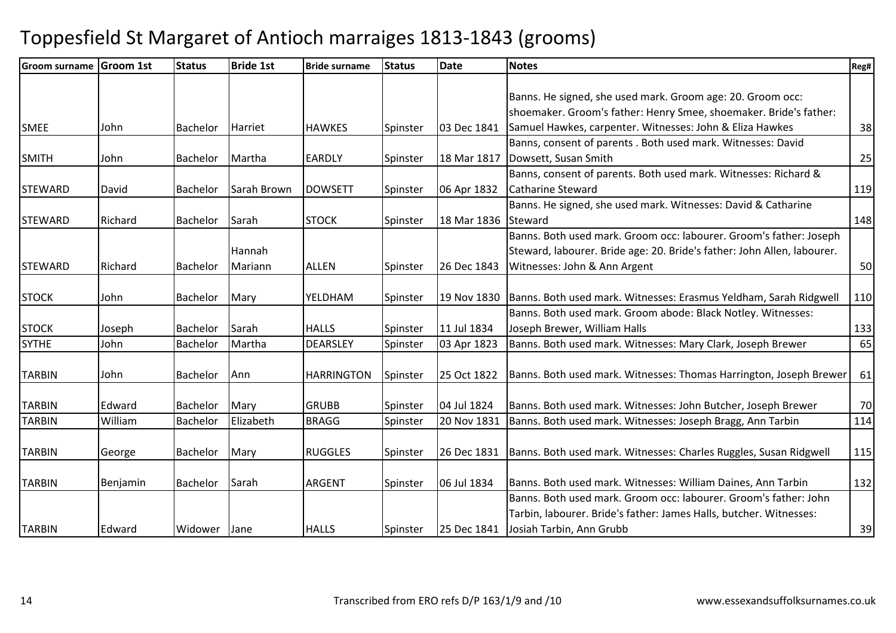# Toppesfield St Margaret of Antioch marraiges 1813-1843 (grooms)

| Groom surname | Groom 1st | Status | Bride 1st | Bride surname | Status | Date | Notes | Reg# |
|---|---|---|---|---|---|---|---|---|
| SMEE | John | Bachelor | Harriet | HAWKES | Spinster | 03 Dec 1841 | Banns. He signed, she used mark. Groom age: 20. Groom occ: shoemaker. Groom's father: Henry Smee, shoemaker. Bride's father: Samuel Hawkes, carpenter. Witnesses: John & Eliza Hawkes | 38 |
| SMITH | John | Bachelor | Martha | EARDLY | Spinster | 18 Mar 1817 | Banns, consent of parents . Both used mark. Witnesses: David Dowsett, Susan Smith | 25 |
| STEWARD | David | Bachelor | Sarah Brown | DOWSETT | Spinster | 06 Apr 1832 | Banns, consent of parents. Both used mark. Witnesses: Richard & Catharine Steward | 119 |
| STEWARD | Richard | Bachelor | Sarah | STOCK | Spinster | 18 Mar 1836 | Banns. He signed, she used mark. Witnesses: David & Catharine Steward | 148 |
| STEWARD | Richard | Bachelor | Hannah Mariann | ALLEN | Spinster | 26 Dec 1843 | Banns. Both used mark. Groom occ: labourer. Groom's father: Joseph Steward, labourer. Bride age: 20. Bride's father: John Allen, labourer. Witnesses: John & Ann Argent | 50 |
| STOCK | John | Bachelor | Mary | YELDHAM | Spinster | 19 Nov 1830 | Banns. Both used mark. Witnesses: Erasmus Yeldham, Sarah Ridgwell | 110 |
| STOCK | Joseph | Bachelor | Sarah | HALLS | Spinster | 11 Jul 1834 | Banns. Both used mark. Groom abode: Black Notley. Witnesses: Joseph Brewer, William Halls | 133 |
| SYTHE | John | Bachelor | Martha | DEARSLEY | Spinster | 03 Apr 1823 | Banns. Both used mark. Witnesses: Mary Clark, Joseph Brewer | 65 |
| TARBIN | John | Bachelor | Ann | HARRINGTON | Spinster | 25 Oct 1822 | Banns. Both used mark. Witnesses: Thomas Harrington, Joseph Brewer | 61 |
| TARBIN | Edward | Bachelor | Mary | GRUBB | Spinster | 04 Jul 1824 | Banns. Both used mark. Witnesses: John Butcher, Joseph Brewer | 70 |
| TARBIN | William | Bachelor | Elizabeth | BRAGG | Spinster | 20 Nov 1831 | Banns. Both used mark. Witnesses: Joseph Bragg, Ann Tarbin | 114 |
| TARBIN | George | Bachelor | Mary | RUGGLES | Spinster | 26 Dec 1831 | Banns. Both used mark. Witnesses: Charles Ruggles, Susan Ridgwell | 115 |
| TARBIN | Benjamin | Bachelor | Sarah | ARGENT | Spinster | 06 Jul 1834 | Banns. Both used mark. Witnesses: William Daines, Ann Tarbin | 132 |
| TARBIN | Edward | Widower | Jane | HALLS | Spinster | 25 Dec 1841 | Banns. Both used mark. Groom occ: labourer. Groom's father: John Tarbin, labourer. Bride's father: James Halls, butcher. Witnesses: Josiah Tarbin, Ann Grubb | 39 |

Transcribed from ERO refs D/P 163/1/9 and /10

www.essexandsuffolksurnames.co.uk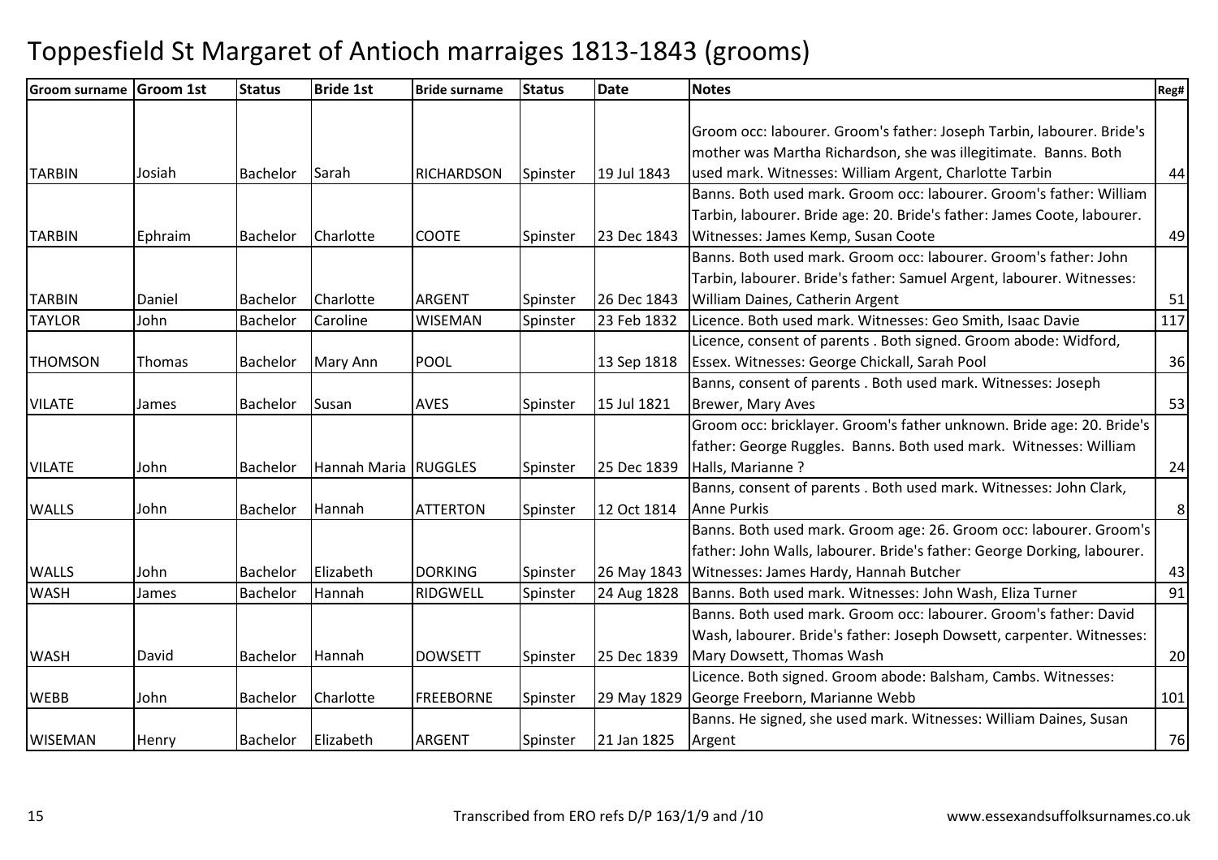# Toppesfield St Margaret of Antioch marraiges 1813-1843 (grooms)

| Groom surname | Groom 1st | Status | Bride 1st | Bride surname | Status | Date | Notes | Reg# |
|---|---|---|---|---|---|---|---|---|
| TARBIN | Josiah | Bachelor | Sarah | RICHARDSON | Spinster | 19 Jul 1843 | Groom occ: labourer. Groom's father: Joseph Tarbin, labourer. Bride's mother was Martha Richardson, she was illegitimate. Banns. Both used mark. Witnesses: William Argent, Charlotte Tarbin | 44 |
| TARBIN | Ephraim | Bachelor | Charlotte | COOTE | Spinster | 23 Dec 1843 | Banns. Both used mark. Groom occ: labourer. Groom's father: William Tarbin, labourer. Bride age: 20. Bride's father: James Coote, labourer. Witnesses: James Kemp, Susan Coote | 49 |
| TARBIN | Daniel | Bachelor | Charlotte | ARGENT | Spinster | 26 Dec 1843 | Banns. Both used mark. Groom occ: labourer. Groom's father: John Tarbin, labourer. Bride's father: Samuel Argent, labourer. Witnesses: William Daines, Catherin Argent | 51 |
| TAYLOR | John | Bachelor | Caroline | WISEMAN | Spinster | 23 Feb 1832 | Licence. Both used mark. Witnesses: Geo Smith, Isaac Davie | 117 |
| THOMSON | Thomas | Bachelor | Mary Ann | POOL | | 13 Sep 1818 | Licence, consent of parents . Both signed. Groom abode: Widford, Essex. Witnesses: George Chickall, Sarah Pool | 36 |
| VILATE | James | Bachelor | Susan | AVES | Spinster | 15 Jul 1821 | Banns, consent of parents . Both used mark. Witnesses: Joseph Brewer, Mary Aves | 53 |
| VILATE | John | Bachelor | Hannah Maria | RUGGLES | Spinster | 25 Dec 1839 | Groom occ: bricklayer. Groom's father unknown. Bride age: 20. Bride's father: George Ruggles. Banns. Both used mark. Witnesses: William Halls, Marianne ? | 24 |
| WALLS | John | Bachelor | Hannah | ATTERTON | Spinster | 12 Oct 1814 | Banns, consent of parents . Both used mark. Witnesses: John Clark, Anne Purkis | 8 |
| WALLS | John | Bachelor | Elizabeth | DORKING | Spinster | 26 May 1843 | Banns. Both used mark. Groom age: 26. Groom occ: labourer. Groom's father: John Walls, labourer. Bride's father: George Dorking, labourer. Witnesses: James Hardy, Hannah Butcher | 43 |
| WASH | James | Bachelor | Hannah | RIDGWELL | Spinster | 24 Aug 1828 | Banns. Both used mark. Witnesses: John Wash, Eliza Turner | 91 |
| WASH | David | Bachelor | Hannah | DOWSETT | Spinster | 25 Dec 1839 | Banns. Both used mark. Groom occ: labourer. Groom's father: David Wash, labourer. Bride's father: Joseph Dowsett, carpenter. Witnesses: Mary Dowsett, Thomas Wash | 20 |
| WEBB | John | Bachelor | Charlotte | FREEBORNE | Spinster | 29 May 1829 | Licence. Both signed. Groom abode: Balsham, Cambs. Witnesses: George Freeborn, Marianne Webb | 101 |
| WISEMAN | Henry | Bachelor | Elizabeth | ARGENT | Spinster | 21 Jan 1825 | Banns. He signed, she used mark. Witnesses: William Daines, Susan Argent | 76 |

Transcribed from ERO refs D/P 163/1/9 and /10

www.essexandsuffolksurnames.co.uk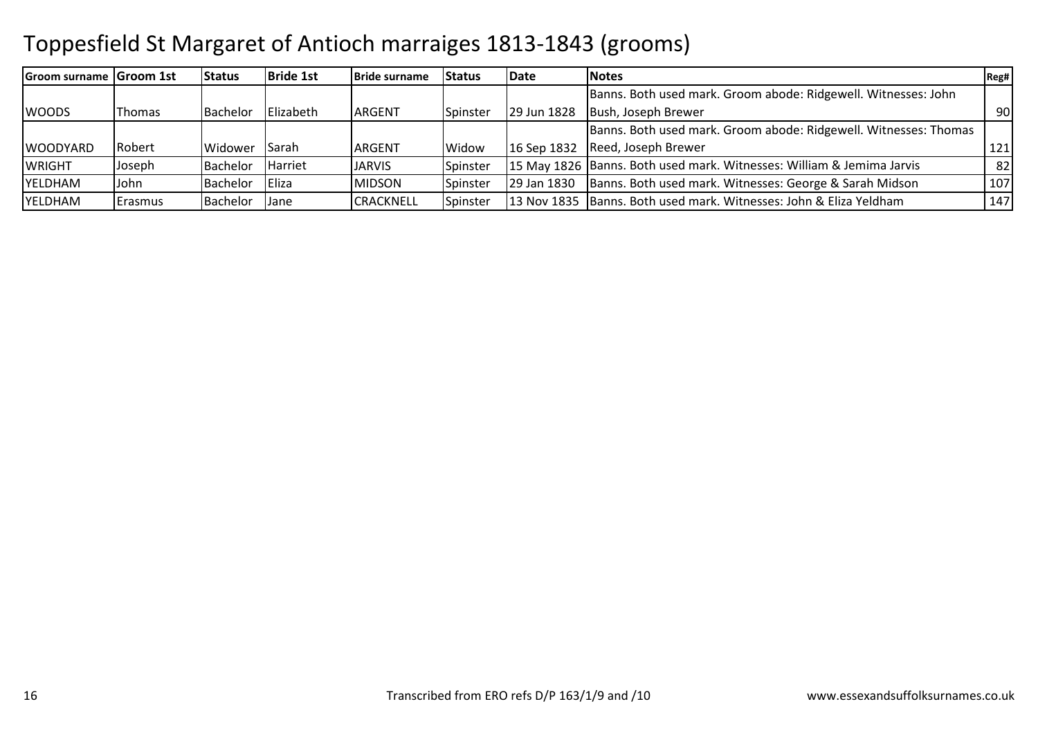# Toppesfield St Margaret of Antioch marraiges 1813-1843 (grooms)

| Groom surname | Groom 1st | Status | Bride 1st | Bride surname | Status | Date | Notes | Reg# |
|---|---|---|---|---|---|---|---|---|
| WOODS | Thomas | Bachelor | Elizabeth | ARGENT | Spinster | 29 Jun 1828 | Banns. Both used mark. Groom abode: Ridgewell. Witnesses: John Bush, Joseph Brewer | 90 |
| WOODYARD | Robert | Widower | Sarah | ARGENT | Widow | 16 Sep 1832 | Banns. Both used mark. Groom abode: Ridgewell. Witnesses: Thomas Reed, Joseph Brewer | 121 |
| WRIGHT | Joseph | Bachelor | Harriet | JARVIS | Spinster | 15 May 1826 | Banns. Both used mark. Witnesses: William & Jemima Jarvis | 82 |
| YELDHAM | John | Bachelor | Eliza | MIDSON | Spinster | 29 Jan 1830 | Banns. Both used mark. Witnesses: George & Sarah Midson | 107 |
| YELDHAM | Erasmus | Bachelor | Jane | CRACKNELL | Spinster | 13 Nov 1835 | Banns. Both used mark. Witnesses: John & Eliza Yeldham | 147 |

Transcribed from ERO refs D/P 163/1/9 and /10

www.essexandsuffolksurnames.co.uk